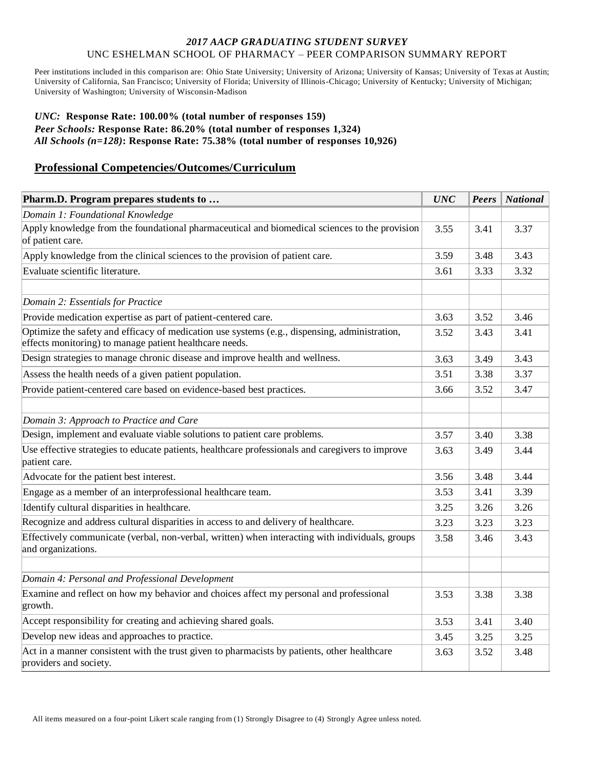# *2017 AACP GRADUATING STUDENT SURVEY*

UNC ESHELMAN SCHOOL OF PHARMACY – PEER COMPARISON SUMMARY REPORT

Peer institutions included in this comparison are: Ohio State University; University of Arizona; University of Kansas; University of Texas at Austin; University of California, San Francisco; University of Florida; University of Illinois-Chicago; University of Kentucky; University of Michigan; University of Washington; University of Wisconsin-Madison

***UNC:*** **Response Rate: 100.00% (total number of responses 159)**
***Peer Schools:*** **Response Rate: 86.20% (total number of responses 1,324)**
***All Schools (n=128)*****: Response Rate: 75.38% (total number of responses 10,926)**

## Professional Competencies/Outcomes/Curriculum

| Pharm.D. Program prepares students to … | *UNC* | *Peers* | *National* |
|---|---|---|---|
| *Domain 1: Foundational Knowledge* | | | |
| Apply knowledge from the foundational pharmaceutical and biomedical sciences to the provision of patient care. | 3.55 | 3.41 | 3.37 |
| Apply knowledge from the clinical sciences to the provision of patient care. | 3.59 | 3.48 | 3.43 |
| Evaluate scientific literature. | 3.61 | 3.33 | 3.32 |
| | | | |
| *Domain 2: Essentials for Practice* | | | |
| Provide medication expertise as part of patient-centered care. | 3.63 | 3.52 | 3.46 |
| Optimize the safety and efficacy of medication use systems (e.g., dispensing, administration, effects monitoring) to manage patient healthcare needs. | 3.52 | 3.43 | 3.41 |
| Design strategies to manage chronic disease and improve health and wellness. | 3.63 | 3.49 | 3.43 |
| Assess the health needs of a given patient population. | 3.51 | 3.38 | 3.37 |
| Provide patient-centered care based on evidence-based best practices. | 3.66 | 3.52 | 3.47 |
| | | | |
| *Domain 3: Approach to Practice and Care* | | | |
| Design, implement and evaluate viable solutions to patient care problems. | 3.57 | 3.40 | 3.38 |
| Use effective strategies to educate patients, healthcare professionals and caregivers to improve patient care. | 3.63 | 3.49 | 3.44 |
| Advocate for the patient best interest. | 3.56 | 3.48 | 3.44 |
| Engage as a member of an interprofessional healthcare team. | 3.53 | 3.41 | 3.39 |
| Identify cultural disparities in healthcare. | 3.25 | 3.26 | 3.26 |
| Recognize and address cultural disparities in access to and delivery of healthcare. | 3.23 | 3.23 | 3.23 |
| Effectively communicate (verbal, non-verbal, written) when interacting with individuals, groups and organizations. | 3.58 | 3.46 | 3.43 |
| | | | |
| *Domain 4: Personal and Professional Development* | | | |
| Examine and reflect on how my behavior and choices affect my personal and professional growth. | 3.53 | 3.38 | 3.38 |
| Accept responsibility for creating and achieving shared goals. | 3.53 | 3.41 | 3.40 |
| Develop new ideas and approaches to practice. | 3.45 | 3.25 | 3.25 |
| Act in a manner consistent with the trust given to pharmacists by patients, other healthcare providers and society. | 3.63 | 3.52 | 3.48 |

All items measured on a four-point Likert scale ranging from (1) Strongly Disagree to (4) Strongly Agree unless noted.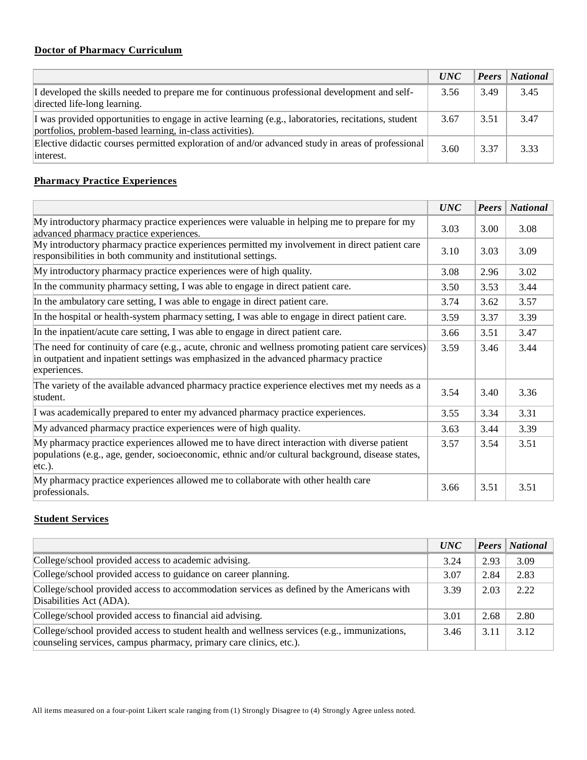**Doctor of Pharmacy Curriculum**

| | *UNC* | *Peers* | *National* |
|---|---|---|---|
| I developed the skills needed to prepare me for continuous professional development and self-directed life-long learning. | 3.56 | 3.49 | 3.45 |
| I was provided opportunities to engage in active learning (e.g., laboratories, recitations, student portfolios, problem-based learning, in-class activities). | 3.67 | 3.51 | 3.47 |
| Elective didactic courses permitted exploration of and/or advanced study in areas of professional interest. | 3.60 | 3.37 | 3.33 |

**Pharmacy Practice Experiences**

| | *UNC* | *Peers* | *National* |
|---|---|---|---|
| My introductory pharmacy practice experiences were valuable in helping me to prepare for my advanced pharmacy practice experiences. | 3.03 | 3.00 | 3.08 |
| My introductory pharmacy practice experiences permitted my involvement in direct patient care responsibilities in both community and institutional settings. | 3.10 | 3.03 | 3.09 |
| My introductory pharmacy practice experiences were of high quality. | 3.08 | 2.96 | 3.02 |
| In the community pharmacy setting, I was able to engage in direct patient care. | 3.50 | 3.53 | 3.44 |
| In the ambulatory care setting, I was able to engage in direct patient care. | 3.74 | 3.62 | 3.57 |
| In the hospital or health-system pharmacy setting, I was able to engage in direct patient care. | 3.59 | 3.37 | 3.39 |
| In the inpatient/acute care setting, I was able to engage in direct patient care. | 3.66 | 3.51 | 3.47 |
| The need for continuity of care (e.g., acute, chronic and wellness promoting patient care services) in outpatient and inpatient settings was emphasized in the advanced pharmacy practice experiences. | 3.59 | 3.46 | 3.44 |
| The variety of the available advanced pharmacy practice experience electives met my needs as a student. | 3.54 | 3.40 | 3.36 |
| I was academically prepared to enter my advanced pharmacy practice experiences. | 3.55 | 3.34 | 3.31 |
| My advanced pharmacy practice experiences were of high quality. | 3.63 | 3.44 | 3.39 |
| My pharmacy practice experiences allowed me to have direct interaction with diverse patient populations (e.g., age, gender, socioeconomic, ethnic and/or cultural background, disease states, etc.). | 3.57 | 3.54 | 3.51 |
| My pharmacy practice experiences allowed me to collaborate with other health care professionals. | 3.66 | 3.51 | 3.51 |

**Student Services**

| | *UNC* | *Peers* | *National* |
|---|---|---|---|
| College/school provided access to academic advising. | 3.24 | 2.93 | 3.09 |
| College/school provided access to guidance on career planning. | 3.07 | 2.84 | 2.83 |
| College/school provided access to accommodation services as defined by the Americans with Disabilities Act (ADA). | 3.39 | 2.03 | 2.22 |
| College/school provided access to financial aid advising. | 3.01 | 2.68 | 2.80 |
| College/school provided access to student health and wellness services (e.g., immunizations, counseling services, campus pharmacy, primary care clinics, etc.). | 3.46 | 3.11 | 3.12 |

All items measured on a four-point Likert scale ranging from (1) Strongly Disagree to (4) Strongly Agree unless noted.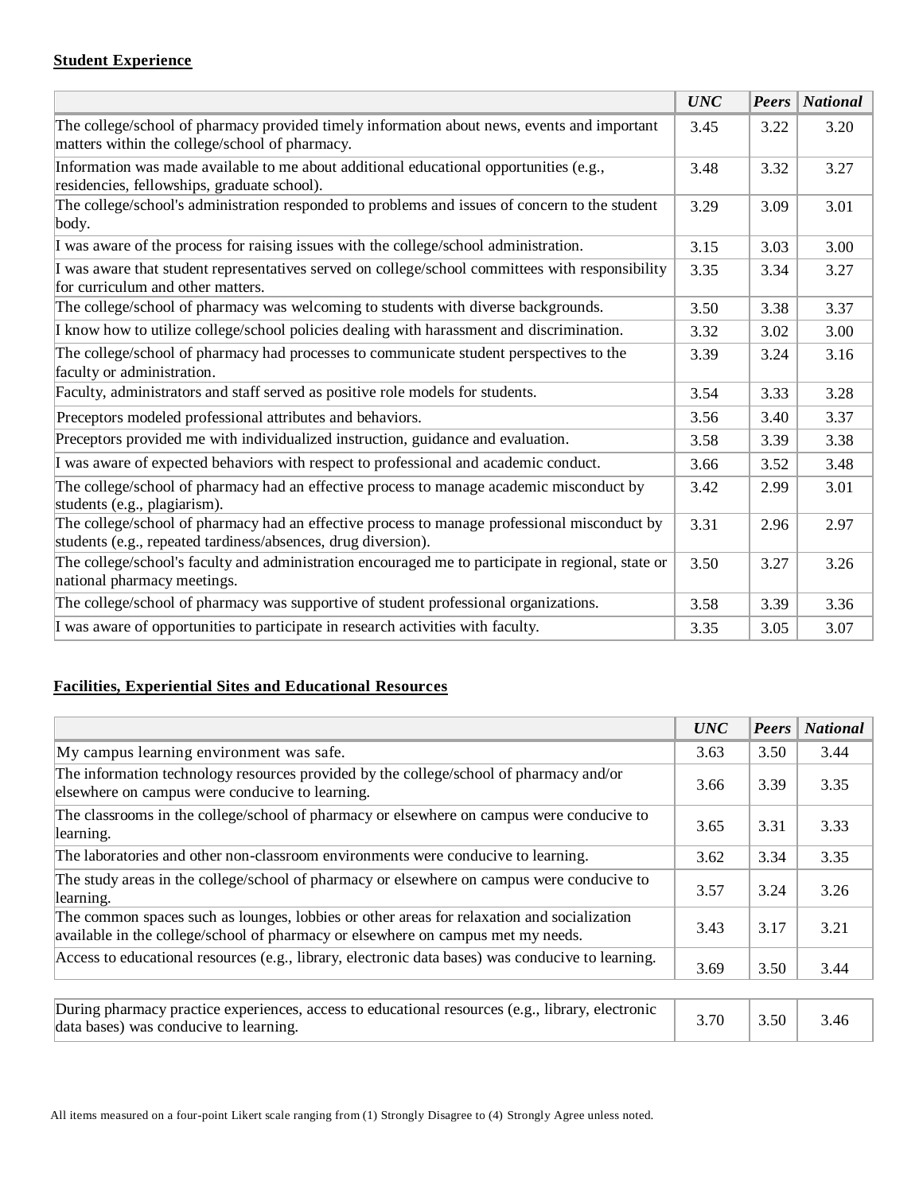**Student Experience**

| | *UNC* | *Peers* | *National* |
|---|---|---|---|
| The college/school of pharmacy provided timely information about news, events and important matters within the college/school of pharmacy. | 3.45 | 3.22 | 3.20 |
| Information was made available to me about additional educational opportunities (e.g., residencies, fellowships, graduate school). | 3.48 | 3.32 | 3.27 |
| The college/school's administration responded to problems and issues of concern to the student body. | 3.29 | 3.09 | 3.01 |
| I was aware of the process for raising issues with the college/school administration. | 3.15 | 3.03 | 3.00 |
| I was aware that student representatives served on college/school committees with responsibility for curriculum and other matters. | 3.35 | 3.34 | 3.27 |
| The college/school of pharmacy was welcoming to students with diverse backgrounds. | 3.50 | 3.38 | 3.37 |
| I know how to utilize college/school policies dealing with harassment and discrimination. | 3.32 | 3.02 | 3.00 |
| The college/school of pharmacy had processes to communicate student perspectives to the faculty or administration. | 3.39 | 3.24 | 3.16 |
| Faculty, administrators and staff served as positive role models for students. | 3.54 | 3.33 | 3.28 |
| Preceptors modeled professional attributes and behaviors. | 3.56 | 3.40 | 3.37 |
| Preceptors provided me with individualized instruction, guidance and evaluation. | 3.58 | 3.39 | 3.38 |
| I was aware of expected behaviors with respect to professional and academic conduct. | 3.66 | 3.52 | 3.48 |
| The college/school of pharmacy had an effective process to manage academic misconduct by students (e.g., plagiarism). | 3.42 | 2.99 | 3.01 |
| The college/school of pharmacy had an effective process to manage professional misconduct by students (e.g., repeated tardiness/absences, drug diversion). | 3.31 | 2.96 | 2.97 |
| The college/school's faculty and administration encouraged me to participate in regional, state or national pharmacy meetings. | 3.50 | 3.27 | 3.26 |
| The college/school of pharmacy was supportive of student professional organizations. | 3.58 | 3.39 | 3.36 |
| I was aware of opportunities to participate in research activities with faculty. | 3.35 | 3.05 | 3.07 |

**Facilities, Experiential Sites and Educational Resources**

| | *UNC* | *Peers* | *National* |
|---|---|---|---|
| My campus learning environment was safe. | 3.63 | 3.50 | 3.44 |
| The information technology resources provided by the college/school of pharmacy and/or elsewhere on campus were conducive to learning. | 3.66 | 3.39 | 3.35 |
| The classrooms in the college/school of pharmacy or elsewhere on campus were conducive to learning. | 3.65 | 3.31 | 3.33 |
| The laboratories and other non-classroom environments were conducive to learning. | 3.62 | 3.34 | 3.35 |
| The study areas in the college/school of pharmacy or elsewhere on campus were conducive to learning. | 3.57 | 3.24 | 3.26 |
| The common spaces such as lounges, lobbies or other areas for relaxation and socialization available in the college/school of pharmacy or elsewhere on campus met my needs. | 3.43 | 3.17 | 3.21 |
| Access to educational resources (e.g., library, electronic data bases) was conducive to learning. | 3.69 | 3.50 | 3.44 |
| During pharmacy practice experiences, access to educational resources (e.g., library, electronic data bases) was conducive to learning. | 3.70 | 3.50 | 3.46 |

All items measured on a four-point Likert scale ranging from (1) Strongly Disagree to (4) Strongly Agree unless noted.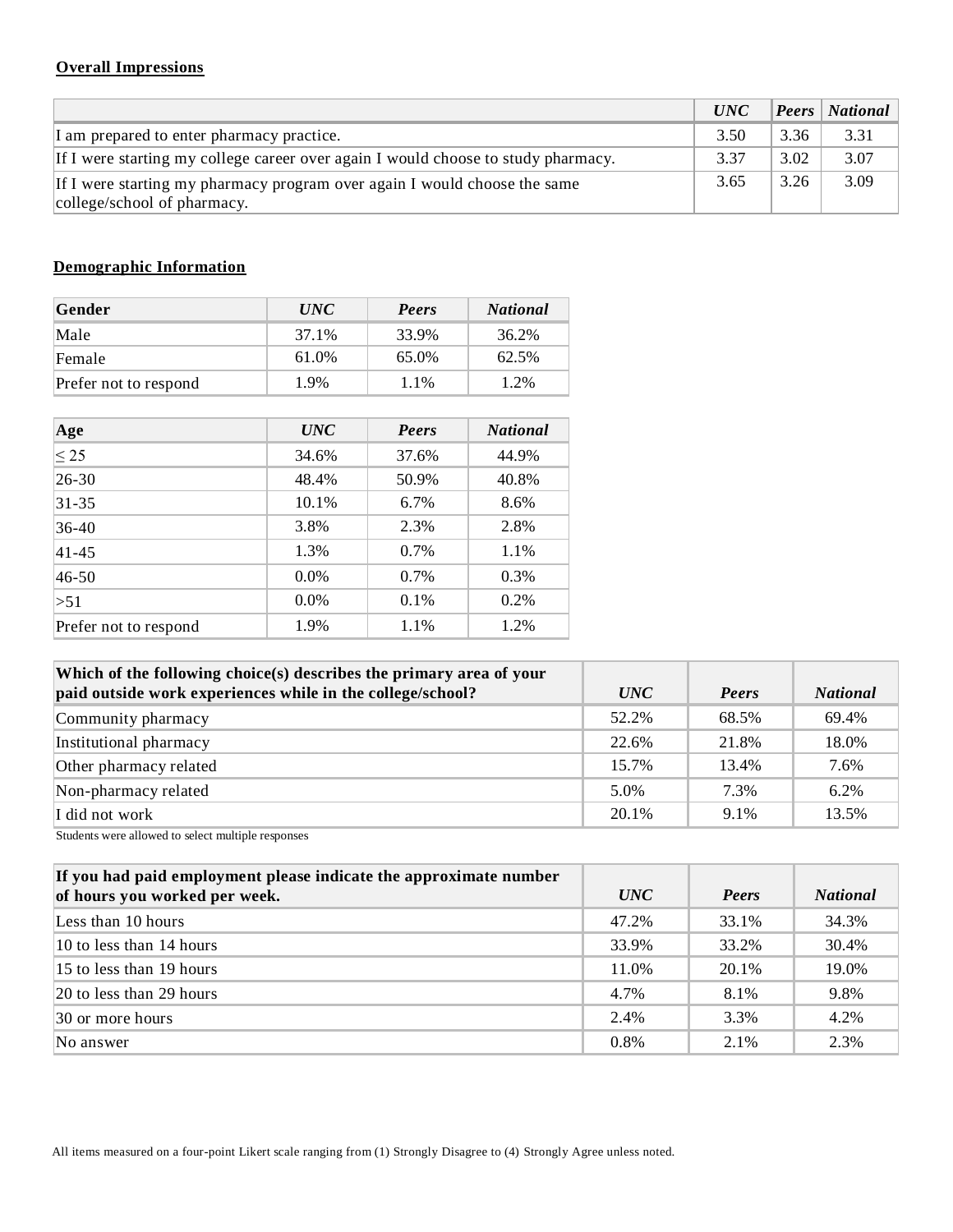**Overall Impressions**

| | *UNC* | *Peers* | *National* |
|---|---|---|---|
| I am prepared to enter pharmacy practice. | 3.50 | 3.36 | 3.31 |
| If I were starting my college career over again I would choose to study pharmacy. | 3.37 | 3.02 | 3.07 |
| If I were starting my pharmacy program over again I would choose the same college/school of pharmacy. | 3.65 | 3.26 | 3.09 |

**Demographic Information**

| Gender | *UNC* | *Peers* | *National* |
|---|---|---|---|
| Male | 37.1% | 33.9% | 36.2% |
| Female | 61.0% | 65.0% | 62.5% |
| Prefer not to respond | 1.9% | 1.1% | 1.2% |

| Age | *UNC* | *Peers* | *National* |
|---|---|---|---|
| ≤ 25 | 34.6% | 37.6% | 44.9% |
| 26-30 | 48.4% | 50.9% | 40.8% |
| 31-35 | 10.1% | 6.7% | 8.6% |
| 36-40 | 3.8% | 2.3% | 2.8% |
| 41-45 | 1.3% | 0.7% | 1.1% |
| 46-50 | 0.0% | 0.7% | 0.3% |
| >51 | 0.0% | 0.1% | 0.2% |
| Prefer not to respond | 1.9% | 1.1% | 1.2% |

| Which of the following choice(s) describes the primary area of your paid outside work experiences while in the college/school? | *UNC* | *Peers* | *National* |
|---|---|---|---|
| Community pharmacy | 52.2% | 68.5% | 69.4% |
| Institutional pharmacy | 22.6% | 21.8% | 18.0% |
| Other pharmacy related | 15.7% | 13.4% | 7.6% |
| Non-pharmacy related | 5.0% | 7.3% | 6.2% |
| I did not work | 20.1% | 9.1% | 13.5% |

Students were allowed to select multiple responses

| If you had paid employment please indicate the approximate number of hours you worked per week. | *UNC* | *Peers* | *National* |
|---|---|---|---|
| Less than 10 hours | 47.2% | 33.1% | 34.3% |
| 10 to less than 14 hours | 33.9% | 33.2% | 30.4% |
| 15 to less than 19 hours | 11.0% | 20.1% | 19.0% |
| 20 to less than 29 hours | 4.7% | 8.1% | 9.8% |
| 30 or more hours | 2.4% | 3.3% | 4.2% |
| No answer | 0.8% | 2.1% | 2.3% |

All items measured on a four-point Likert scale ranging from (1) Strongly Disagree to (4) Strongly Agree unless noted.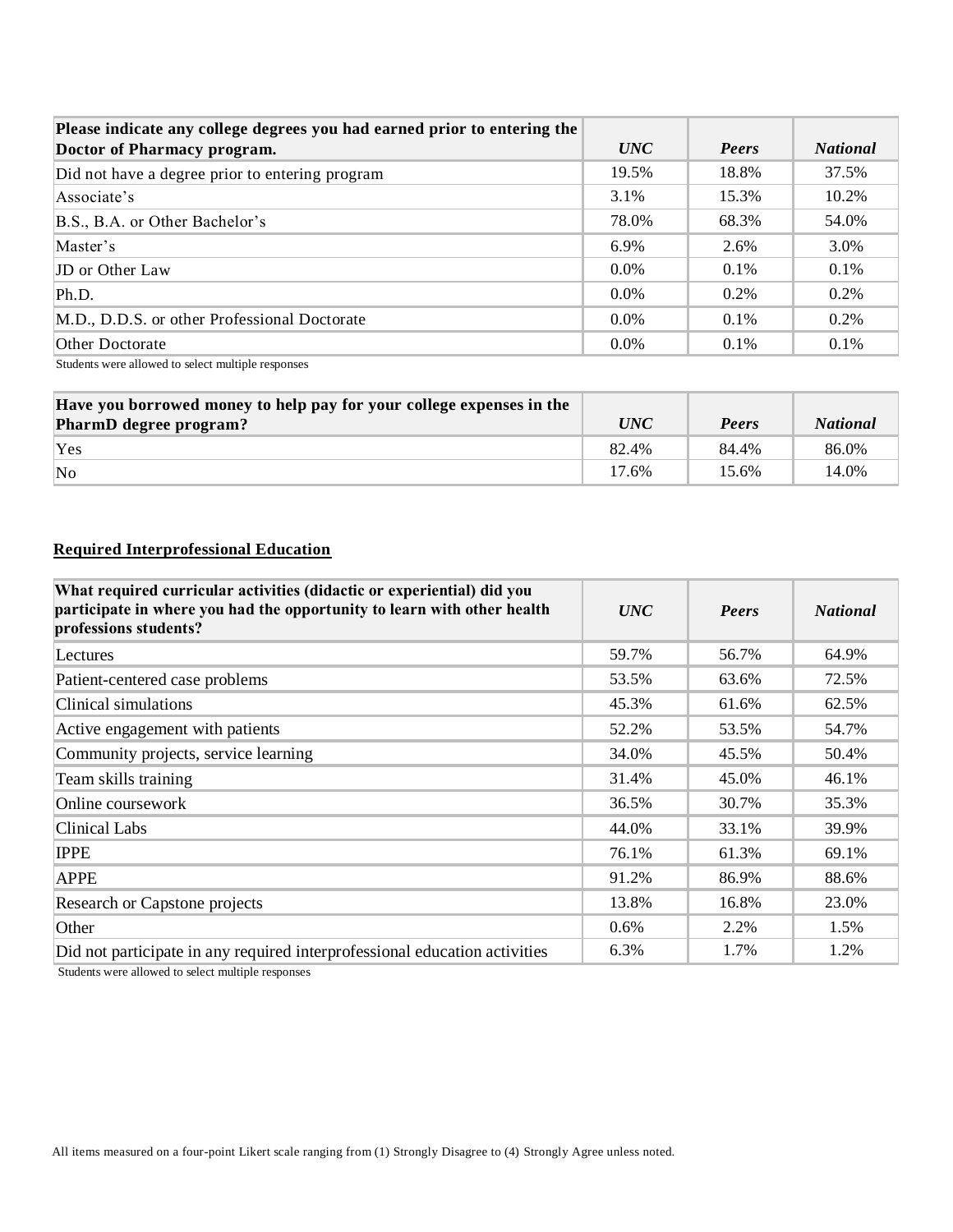| Please indicate any college degrees you had earned prior to entering the Doctor of Pharmacy program. | *UNC* | *Peers* | *National* |
|---|---|---|---|
| Did not have a degree prior to entering program | 19.5% | 18.8% | 37.5% |
| Associate's | 3.1% | 15.3% | 10.2% |
| B.S., B.A. or Other Bachelor's | 78.0% | 68.3% | 54.0% |
| Master's | 6.9% | 2.6% | 3.0% |
| JD or Other Law | 0.0% | 0.1% | 0.1% |
| Ph.D. | 0.0% | 0.2% | 0.2% |
| M.D., D.D.S. or other Professional Doctorate | 0.0% | 0.1% | 0.2% |
| Other Doctorate | 0.0% | 0.1% | 0.1% |

Students were allowed to select multiple responses

| Have you borrowed money to help pay for your college expenses in the PharmD degree program? | *UNC* | *Peers* | *National* |
|---|---|---|---|
| Yes | 82.4% | 84.4% | 86.0% |
| No | 17.6% | 15.6% | 14.0% |

## Required Interprofessional Education

| What required curricular activities (didactic or experiential) did you participate in where you had the opportunity to learn with other health professions students? | *UNC* | *Peers* | *National* |
|---|---|---|---|
| Lectures | 59.7% | 56.7% | 64.9% |
| Patient-centered case problems | 53.5% | 63.6% | 72.5% |
| Clinical simulations | 45.3% | 61.6% | 62.5% |
| Active engagement with patients | 52.2% | 53.5% | 54.7% |
| Community projects, service learning | 34.0% | 45.5% | 50.4% |
| Team skills training | 31.4% | 45.0% | 46.1% |
| Online coursework | 36.5% | 30.7% | 35.3% |
| Clinical Labs | 44.0% | 33.1% | 39.9% |
| IPPE | 76.1% | 61.3% | 69.1% |
| APPE | 91.2% | 86.9% | 88.6% |
| Research or Capstone projects | 13.8% | 16.8% | 23.0% |
| Other | 0.6% | 2.2% | 1.5% |
| Did not participate in any required interprofessional education activities | 6.3% | 1.7% | 1.2% |

Students were allowed to select multiple responses

All items measured on a four-point Likert scale ranging from (1) Strongly Disagree to (4) Strongly Agree unless noted.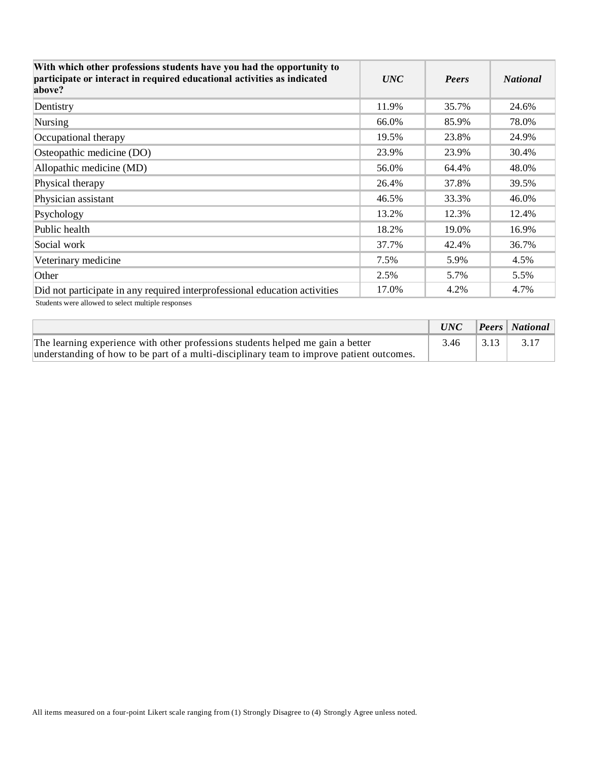| With which other professions students have you had the opportunity to participate or interact in required educational activities as indicated above? | *UNC* | *Peers* | *National* |
|---|---|---|---|
| Dentistry | 11.9% | 35.7% | 24.6% |
| Nursing | 66.0% | 85.9% | 78.0% |
| Occupational therapy | 19.5% | 23.8% | 24.9% |
| Osteopathic medicine (DO) | 23.9% | 23.9% | 30.4% |
| Allopathic medicine (MD) | 56.0% | 64.4% | 48.0% |
| Physical therapy | 26.4% | 37.8% | 39.5% |
| Physician assistant | 46.5% | 33.3% | 46.0% |
| Psychology | 13.2% | 12.3% | 12.4% |
| Public health | 18.2% | 19.0% | 16.9% |
| Social work | 37.7% | 42.4% | 36.7% |
| Veterinary medicine | 7.5% | 5.9% | 4.5% |
| Other | 2.5% | 5.7% | 5.5% |
| Did not participate in any required interprofessional education activities | 17.0% | 4.2% | 4.7% |

Students were allowed to select multiple responses

| | *UNC* | *Peers* | *National* |
|---|---|---|---|
| The learning experience with other professions students helped me gain a better understanding of how to be part of a multi-disciplinary team to improve patient outcomes. | 3.46 | 3.13 | 3.17 |

All items measured on a four-point Likert scale ranging from (1) Strongly Disagree to (4) Strongly Agree unless noted.